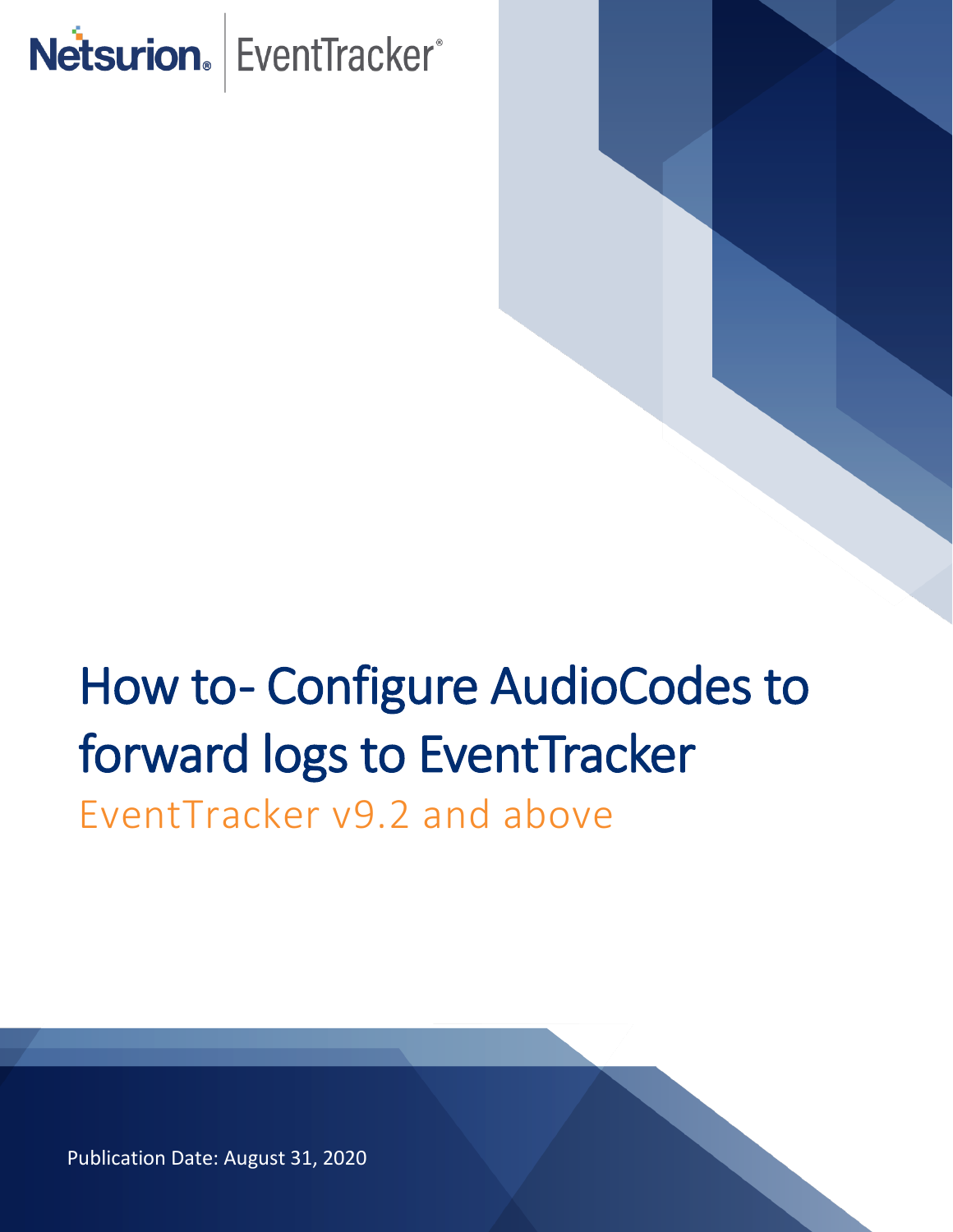Netsurion. | EventTracker®

# How to- Configure AudioCodes to forward logs to EventTracker

## EventTracker v9.2 and above

Publication Date: August 31, 2020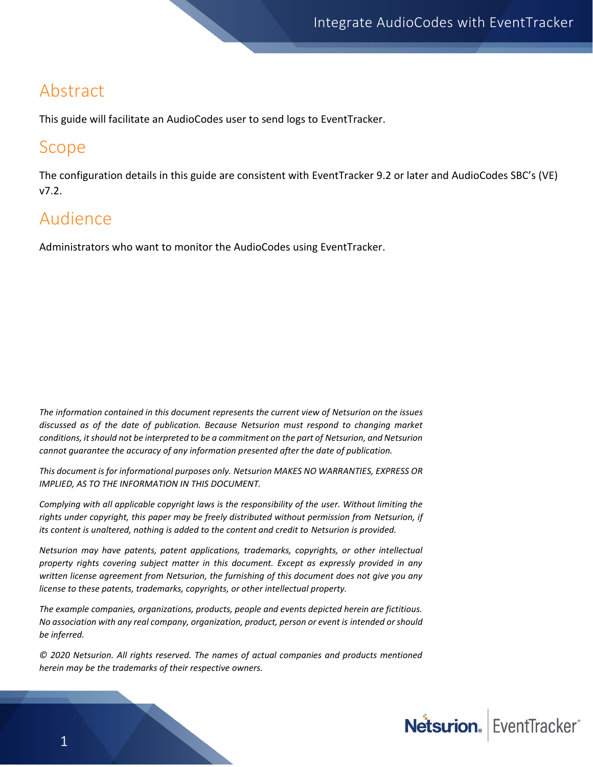# Abstract

This guide will facilitate an AudioCodes user to send logs to EventTracker.

# Scope

The configuration details in this guide are consistent with EventTracker 9.2 or later and AudioCodes SBC's (VE) v7.2.

# Audience

Administrators who want to monitor the AudioCodes using EventTracker.

*The information contained in this document represents the current view of Netsurion on the issues discussed as of the date of publication. Because Netsurion must respond to changing market conditions, it should not be interpreted to be a commitment on the part of Netsurion, and Netsurion cannot guarantee the accuracy of any information presented after the date of publication.*

*This document is for informational purposes only. Netsurion MAKES NO WARRANTIES, EXPRESS OR IMPLIED, AS TO THE INFORMATION IN THIS DOCUMENT.*

*Complying with all applicable copyright laws is the responsibility of the user. Without limiting the rights under copyright, this paper may be freely distributed without permission from Netsurion, if its content is unaltered, nothing is added to the content and credit to Netsurion is provided.*

*Netsurion may have patents, patent applications, trademarks, copyrights, or other intellectual property rights covering subject matter in this document. Except as expressly provided in any written license agreement from Netsurion, the furnishing of this document does not give you any license to these patents, trademarks, copyrights, or other intellectual property.*

*The example companies, organizations, products, people and events depicted herein are fictitious. No association with any real company, organization, product, person or event is intended or should be inferred.*

*© 2020 Netsurion. All rights reserved. The names of actual companies and products mentioned herein may be the trademarks of their respective owners.*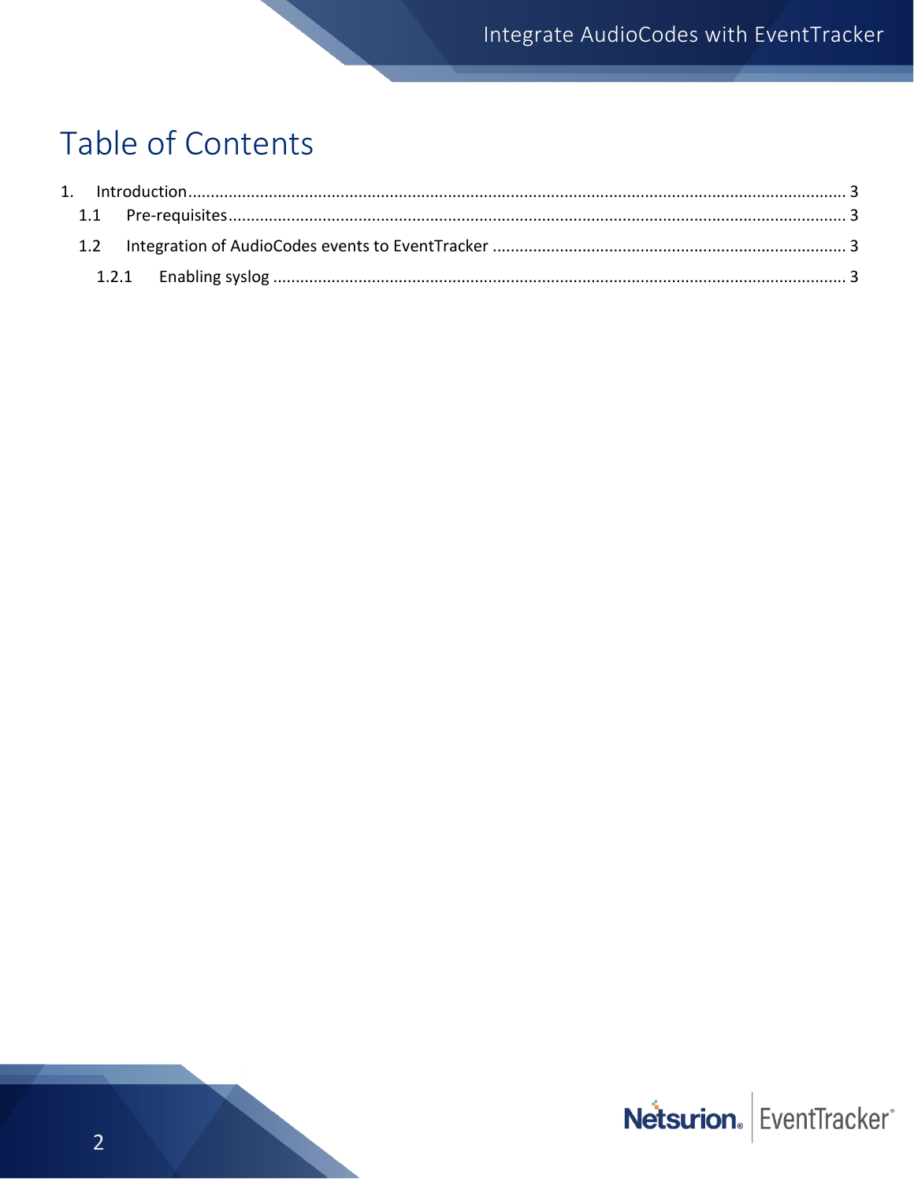# Table of Contents

1. Introduction ..... 3
   - 1.1 Pre-requisites ..... 3
   - 1.2 Integration of AudioCodes events to EventTracker ..... 3
     - 1.2.1 Enabling syslog ..... 3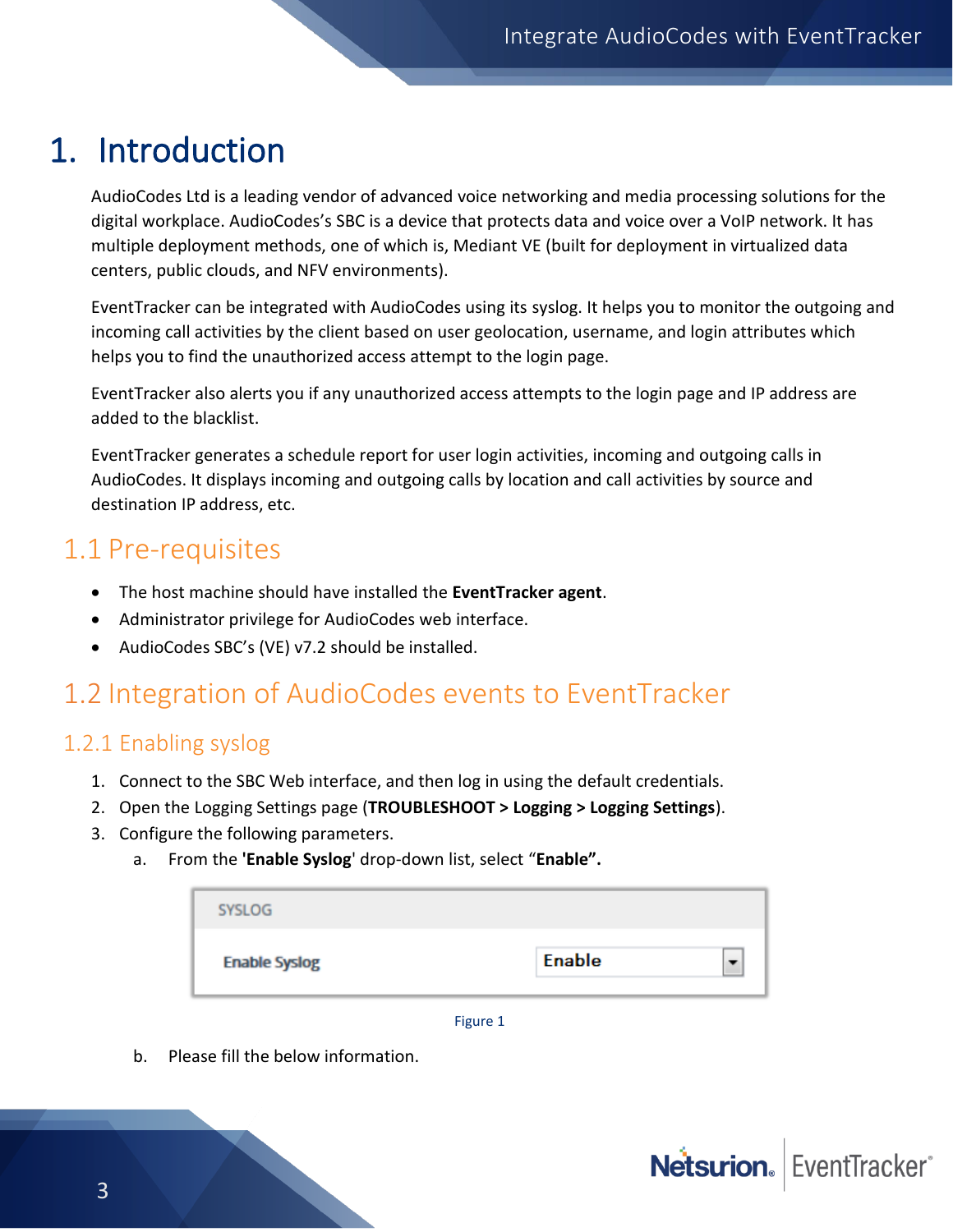# 1. Introduction

AudioCodes Ltd is a leading vendor of advanced voice networking and media processing solutions for the digital workplace. AudioCodes's SBC is a device that protects data and voice over a VoIP network. It has multiple deployment methods, one of which is, Mediant VE (built for deployment in virtualized data centers, public clouds, and NFV environments).

EventTracker can be integrated with AudioCodes using its syslog. It helps you to monitor the outgoing and incoming call activities by the client based on user geolocation, username, and login attributes which helps you to find the unauthorized access attempt to the login page.

EventTracker also alerts you if any unauthorized access attempts to the login page and IP address are added to the blacklist.

EventTracker generates a schedule report for user login activities, incoming and outgoing calls in AudioCodes. It displays incoming and outgoing calls by location and call activities by source and destination IP address, etc.

## 1.1 Pre-requisites

- The host machine should have installed the **EventTracker agent**.
- Administrator privilege for AudioCodes web interface.
- AudioCodes SBC's (VE) v7.2 should be installed.

## 1.2 Integration of AudioCodes events to EventTracker

### 1.2.1 Enabling syslog

1. Connect to the SBC Web interface, and then log in using the default credentials.
2. Open the Logging Settings page (**TROUBLESHOOT > Logging > Logging Settings**).
3. Configure the following parameters.
   a. From the '**Enable Syslog**' drop-down list, select "**Enable".**

| SYSLOG | |
|---|---|
| Enable Syslog | Enable |

Figure 1

   b. Please fill the below information.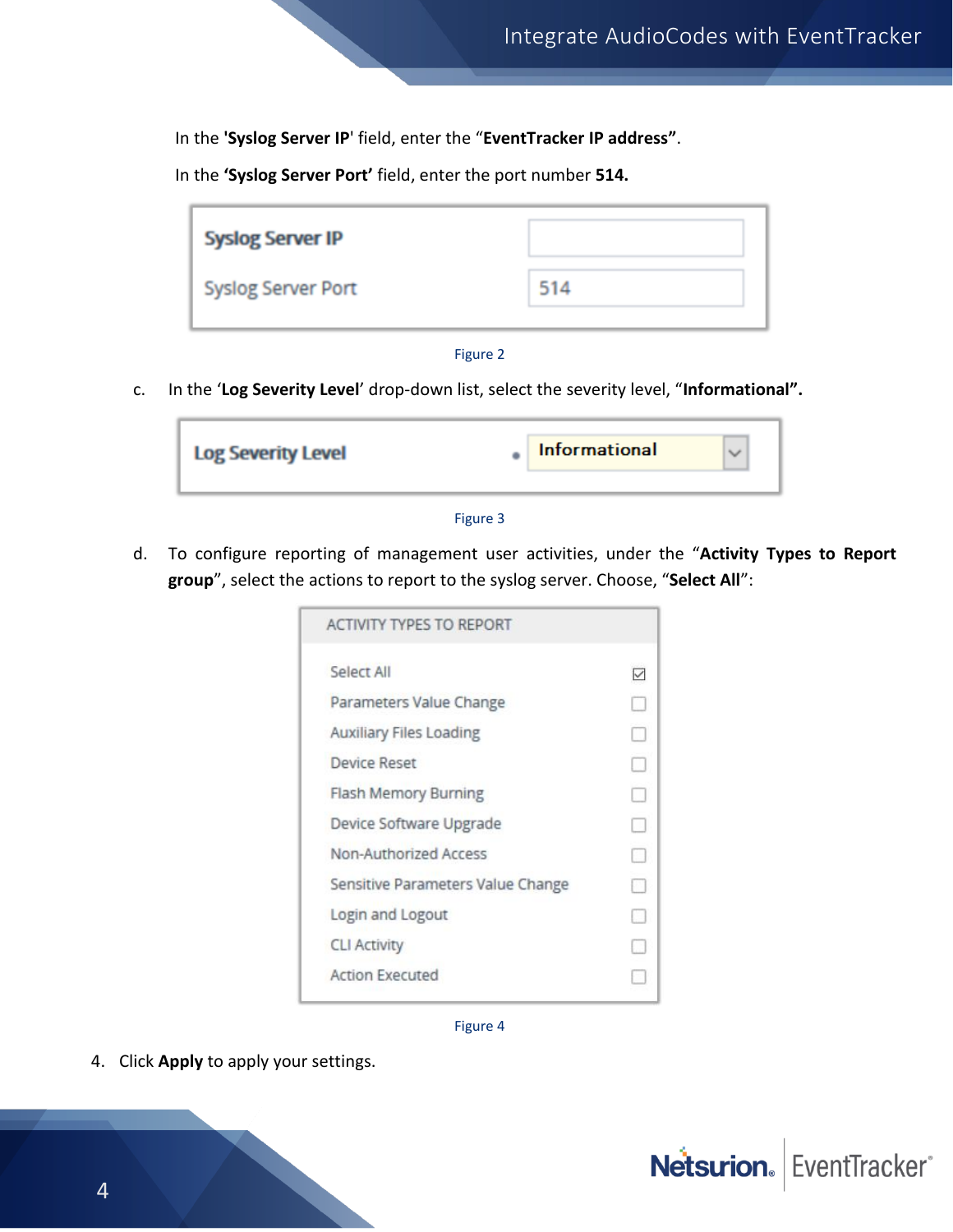In the **'Syslog Server IP**' field, enter the "**EventTracker IP address"**.

In the **'Syslog Server Port'** field, enter the port number **514.**

Syslog Server IP

Syslog Server Port 514

Figure 2

c. In the '**Log Severity Level**' drop-down list, select the severity level, "**Informational".**

Log Severity Level Informational

Figure 3

d. To configure reporting of management user activities, under the "**Activity Types to Report group**", select the actions to report to the syslog server. Choose, "**Select All**":

ACTIVITY TYPES TO REPORT

Select All
Parameters Value Change
Auxiliary Files Loading
Device Reset
Flash Memory Burning
Device Software Upgrade
Non-Authorized Access
Sensitive Parameters Value Change
Login and Logout
CLI Activity
Action Executed

Figure 4

4. Click **Apply** to apply your settings.